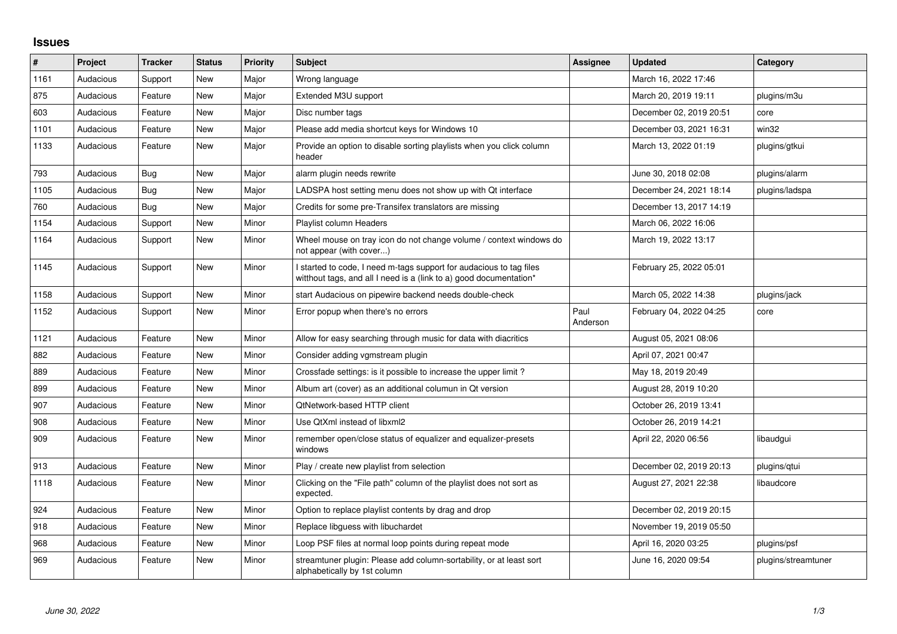# Issues

| # | Project | Tracker | Status | Priority | Subject | Assignee | Updated | Category |
|---|---|---|---|---|---|---|---|---|
| 1161 | Audacious | Support | New | Major | Wrong language | | March 16, 2022 17:46 | |
| 875 | Audacious | Feature | New | Major | Extended M3U support | | March 20, 2019 19:11 | plugins/m3u |
| 603 | Audacious | Feature | New | Major | Disc number tags | | December 02, 2019 20:51 | core |
| 1101 | Audacious | Feature | New | Major | Please add media shortcut keys for Windows 10 | | December 03, 2021 16:31 | win32 |
| 1133 | Audacious | Feature | New | Major | Provide an option to disable sorting playlists when you click column header | | March 13, 2022 01:19 | plugins/gtkui |
| 793 | Audacious | Bug | New | Major | alarm plugin needs rewrite | | June 30, 2018 02:08 | plugins/alarm |
| 1105 | Audacious | Bug | New | Major | LADSPA host setting menu does not show up with Qt interface | | December 24, 2021 18:14 | plugins/ladspa |
| 760 | Audacious | Bug | New | Major | Credits for some pre-Transifex translators are missing | | December 13, 2017 14:19 | |
| 1154 | Audacious | Support | New | Minor | Playlist column Headers | | March 06, 2022 16:06 | |
| 1164 | Audacious | Support | New | Minor | Wheel mouse on tray icon do not change volume / context windows do not appear (with cover...) | | March 19, 2022 13:17 | |
| 1145 | Audacious | Support | New | Minor | I started to code, I need m-tags support for audacious to tag files witthout tags, and all I need is a (link to a) good documentation* | | February 25, 2022 05:01 | |
| 1158 | Audacious | Support | New | Minor | start Audacious on pipewire backend needs double-check | | March 05, 2022 14:38 | plugins/jack |
| 1152 | Audacious | Support | New | Minor | Error popup when there's no errors | Paul Anderson | February 04, 2022 04:25 | core |
| 1121 | Audacious | Feature | New | Minor | Allow for easy searching through music for data with diacritics | | August 05, 2021 08:06 | |
| 882 | Audacious | Feature | New | Minor | Consider adding vgmstream plugin | | April 07, 2021 00:47 | |
| 889 | Audacious | Feature | New | Minor | Crossfade settings: is it possible to increase the upper limit ? | | May 18, 2019 20:49 | |
| 899 | Audacious | Feature | New | Minor | Album art (cover) as an additional columun in Qt version | | August 28, 2019 10:20 | |
| 907 | Audacious | Feature | New | Minor | QtNetwork-based HTTP client | | October 26, 2019 13:41 | |
| 908 | Audacious | Feature | New | Minor | Use QtXml instead of libxml2 | | October 26, 2019 14:21 | |
| 909 | Audacious | Feature | New | Minor | remember open/close status of equalizer and equalizer-presets windows | | April 22, 2020 06:56 | libaudgui |
| 913 | Audacious | Feature | New | Minor | Play / create new playlist from selection | | December 02, 2019 20:13 | plugins/qtui |
| 1118 | Audacious | Feature | New | Minor | Clicking on the "File path" column of the playlist does not sort as expected. | | August 27, 2021 22:38 | libaudcore |
| 924 | Audacious | Feature | New | Minor | Option to replace playlist contents by drag and drop | | December 02, 2019 20:15 | |
| 918 | Audacious | Feature | New | Minor | Replace libguess with libuchardet | | November 19, 2019 05:50 | |
| 968 | Audacious | Feature | New | Minor | Loop PSF files at normal loop points during repeat mode | | April 16, 2020 03:25 | plugins/psf |
| 969 | Audacious | Feature | New | Minor | streamtuner plugin: Please add column-sortability, or at least sort alphabetically by 1st column | | June 16, 2020 09:54 | plugins/streamtuner |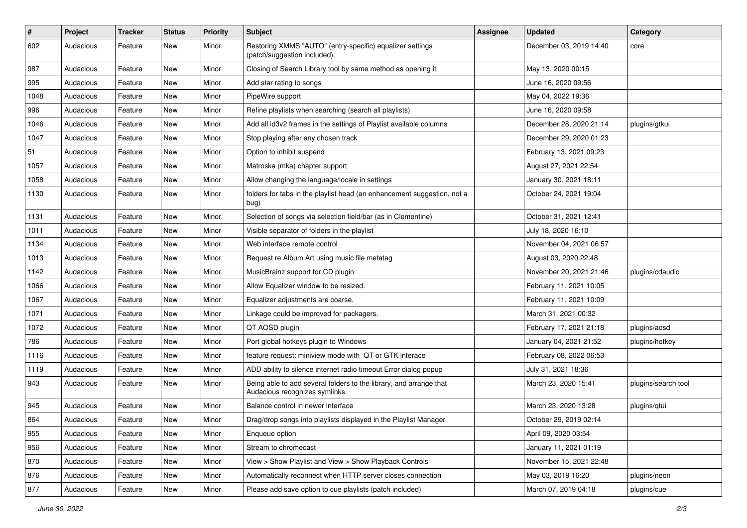| # | Project | Tracker | Status | Priority | Subject | Assignee | Updated | Category |
|---|---|---|---|---|---|---|---|---|
| 602 | Audacious | Feature | New | Minor | Restoring XMMS "AUTO" (entry-specific) equalizer settings (patch/suggestion included). | | December 03, 2019 14:40 | core |
| 987 | Audacious | Feature | New | Minor | Closing of Search Library tool by same method as opening it | | May 13, 2020 00:15 | |
| 995 | Audacious | Feature | New | Minor | Add star rating to songs | | June 16, 2020 09:56 | |
| 1048 | Audacious | Feature | New | Minor | PipeWire support | | May 04, 2022 19:36 | |
| 996 | Audacious | Feature | New | Minor | Refine playlists when searching (search all playlists) | | June 16, 2020 09:58 | |
| 1046 | Audacious | Feature | New | Minor | Add all id3v2 frames in the settings of Playlist available columns | | December 28, 2020 21:14 | plugins/gtkui |
| 1047 | Audacious | Feature | New | Minor | Stop playing after any chosen track | | December 29, 2020 01:23 | |
| 51 | Audacious | Feature | New | Minor | Option to inhibit suspend | | February 13, 2021 09:23 | |
| 1057 | Audacious | Feature | New | Minor | Matroska (mka) chapter support | | August 27, 2021 22:54 | |
| 1058 | Audacious | Feature | New | Minor | Allow changing the language/locale in settings | | January 30, 2021 18:11 | |
| 1130 | Audacious | Feature | New | Minor | folders for tabs in the playlist head (an enhancement suggestion, not a bug) | | October 24, 2021 19:04 | |
| 1131 | Audacious | Feature | New | Minor | Selection of songs via selection field/bar (as in Clementine) | | October 31, 2021 12:41 | |
| 1011 | Audacious | Feature | New | Minor | Visible separator of folders in the playlist | | July 18, 2020 16:10 | |
| 1134 | Audacious | Feature | New | Minor | Web interface remote control | | November 04, 2021 06:57 | |
| 1013 | Audacious | Feature | New | Minor | Request re Album Art using music file metatag | | August 03, 2020 22:48 | |
| 1142 | Audacious | Feature | New | Minor | MusicBrainz support for CD plugin | | November 20, 2021 21:46 | plugins/cdaudio |
| 1066 | Audacious | Feature | New | Minor | Allow Equalizer window to be resized. | | February 11, 2021 10:05 | |
| 1067 | Audacious | Feature | New | Minor | Equalizer adjustments are coarse. | | February 11, 2021 10:09 | |
| 1071 | Audacious | Feature | New | Minor | Linkage could be improved for packagers. | | March 31, 2021 00:32 | |
| 1072 | Audacious | Feature | New | Minor | QT AOSD plugin | | February 17, 2021 21:18 | plugins/aosd |
| 786 | Audacious | Feature | New | Minor | Port global hotkeys plugin to Windows | | January 04, 2021 21:52 | plugins/hotkey |
| 1116 | Audacious | Feature | New | Minor | feature request: miniview mode with QT or GTK interace | | February 08, 2022 06:53 | |
| 1119 | Audacious | Feature | New | Minor | ADD ability to silence internet radio timeout Error dialog popup | | July 31, 2021 18:36 | |
| 943 | Audacious | Feature | New | Minor | Being able to add several folders to the library, and arrange that Audacious recognizes symlinks | | March 23, 2020 15:41 | plugins/search tool |
| 945 | Audacious | Feature | New | Minor | Balance control in newer interface | | March 23, 2020 13:28 | plugins/qtui |
| 864 | Audacious | Feature | New | Minor | Drag/drop songs into playlists displayed in the Playlist Manager | | October 29, 2019 02:14 | |
| 955 | Audacious | Feature | New | Minor | Enqueue option | | April 09, 2020 03:54 | |
| 956 | Audacious | Feature | New | Minor | Stream to chromecast | | January 11, 2021 01:19 | |
| 870 | Audacious | Feature | New | Minor | View > Show Playlist and View > Show Playback Controls | | November 15, 2021 22:48 | |
| 876 | Audacious | Feature | New | Minor | Automatically reconnect when HTTP server closes connection | | May 03, 2019 16:20 | plugins/neon |
| 877 | Audacious | Feature | New | Minor | Please add save option to cue playlists (patch included) | | March 07, 2019 04:18 | plugins/cue |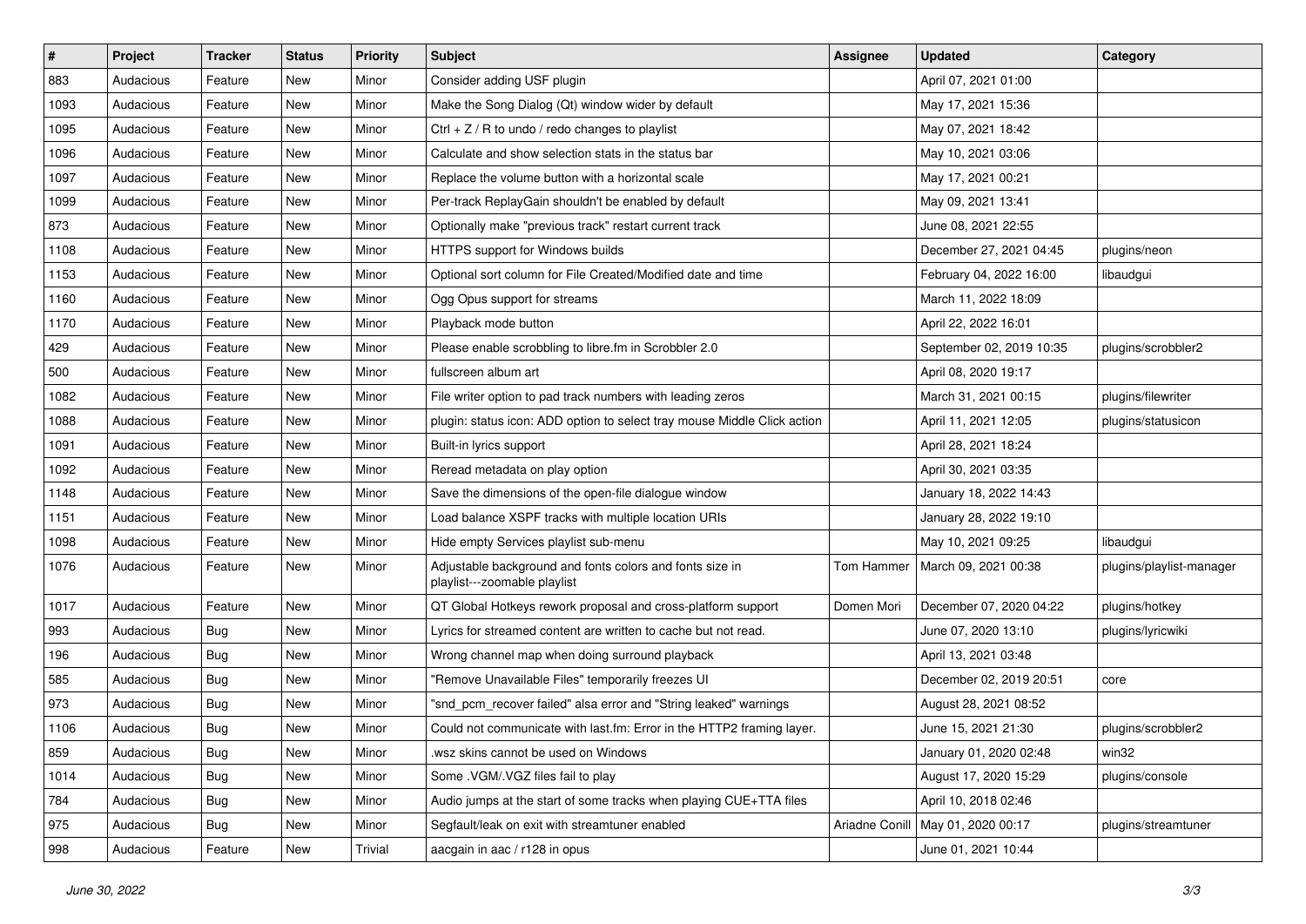| # | Project | Tracker | Status | Priority | Subject | Assignee | Updated | Category |
|---|---|---|---|---|---|---|---|---|
| 883 | Audacious | Feature | New | Minor | Consider adding USF plugin | | April 07, 2021 01:00 | |
| 1093 | Audacious | Feature | New | Minor | Make the Song Dialog (Qt) window wider by default | | May 17, 2021 15:36 | |
| 1095 | Audacious | Feature | New | Minor | Ctrl + Z / R to undo / redo changes to playlist | | May 07, 2021 18:42 | |
| 1096 | Audacious | Feature | New | Minor | Calculate and show selection stats in the status bar | | May 10, 2021 03:06 | |
| 1097 | Audacious | Feature | New | Minor | Replace the volume button with a horizontal scale | | May 17, 2021 00:21 | |
| 1099 | Audacious | Feature | New | Minor | Per-track ReplayGain shouldn't be enabled by default | | May 09, 2021 13:41 | |
| 873 | Audacious | Feature | New | Minor | Optionally make "previous track" restart current track | | June 08, 2021 22:55 | |
| 1108 | Audacious | Feature | New | Minor | HTTPS support for Windows builds | | December 27, 2021 04:45 | plugins/neon |
| 1153 | Audacious | Feature | New | Minor | Optional sort column for File Created/Modified date and time | | February 04, 2022 16:00 | libaudgui |
| 1160 | Audacious | Feature | New | Minor | Ogg Opus support for streams | | March 11, 2022 18:09 | |
| 1170 | Audacious | Feature | New | Minor | Playback mode button | | April 22, 2022 16:01 | |
| 429 | Audacious | Feature | New | Minor | Please enable scrobbling to libre.fm in Scrobbler 2.0 | | September 02, 2019 10:35 | plugins/scrobbler2 |
| 500 | Audacious | Feature | New | Minor | fullscreen album art | | April 08, 2020 19:17 | |
| 1082 | Audacious | Feature | New | Minor | File writer option to pad track numbers with leading zeros | | March 31, 2021 00:15 | plugins/filewriter |
| 1088 | Audacious | Feature | New | Minor | plugin: status icon: ADD option to select tray mouse Middle Click action | | April 11, 2021 12:05 | plugins/statusicon |
| 1091 | Audacious | Feature | New | Minor | Built-in lyrics support | | April 28, 2021 18:24 | |
| 1092 | Audacious | Feature | New | Minor | Reread metadata on play option | | April 30, 2021 03:35 | |
| 1148 | Audacious | Feature | New | Minor | Save the dimensions of the open-file dialogue window | | January 18, 2022 14:43 | |
| 1151 | Audacious | Feature | New | Minor | Load balance XSPF tracks with multiple location URIs | | January 28, 2022 19:10 | |
| 1098 | Audacious | Feature | New | Minor | Hide empty Services playlist sub-menu | | May 10, 2021 09:25 | libaudgui |
| 1076 | Audacious | Feature | New | Minor | Adjustable background and fonts colors and fonts size in playlist---zoomable playlist | Tom Hammer | March 09, 2021 00:38 | plugins/playlist-manager |
| 1017 | Audacious | Feature | New | Minor | QT Global Hotkeys rework proposal and cross-platform support | Domen Mori | December 07, 2020 04:22 | plugins/hotkey |
| 993 | Audacious | Bug | New | Minor | Lyrics for streamed content are written to cache but not read. | | June 07, 2020 13:10 | plugins/lyricwiki |
| 196 | Audacious | Bug | New | Minor | Wrong channel map when doing surround playback | | April 13, 2021 03:48 | |
| 585 | Audacious | Bug | New | Minor | "Remove Unavailable Files" temporarily freezes UI | | December 02, 2019 20:51 | core |
| 973 | Audacious | Bug | New | Minor | "snd_pcm_recover failed" alsa error and "String leaked" warnings | | August 28, 2021 08:52 | |
| 1106 | Audacious | Bug | New | Minor | Could not communicate with last.fm: Error in the HTTP2 framing layer. | | June 15, 2021 21:30 | plugins/scrobbler2 |
| 859 | Audacious | Bug | New | Minor | .wsz skins cannot be used on Windows | | January 01, 2020 02:48 | win32 |
| 1014 | Audacious | Bug | New | Minor | Some .VGM/.VGZ files fail to play | | August 17, 2020 15:29 | plugins/console |
| 784 | Audacious | Bug | New | Minor | Audio jumps at the start of some tracks when playing CUE+TTA files | | April 10, 2018 02:46 | |
| 975 | Audacious | Bug | New | Minor | Segfault/leak on exit with streamtuner enabled | Ariadne Conill | May 01, 2020 00:17 | plugins/streamtuner |
| 998 | Audacious | Feature | New | Trivial | aacgain in aac / r128 in opus | | June 01, 2021 10:44 | |

*June 30, 2022*